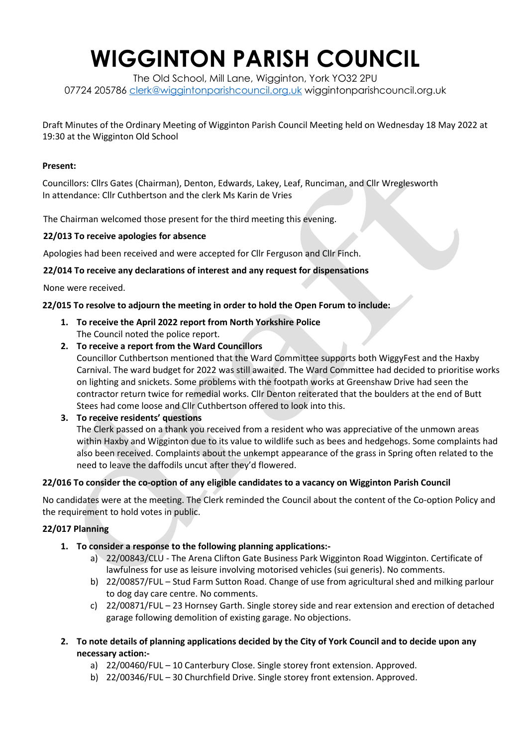# WIGGINTON PARISH COUNCIL

The Old School, Mill Lane, Wigginton, York YO32 2PU
07724 205786 clerk@wiggintonparishcouncil.org.uk wiggintonparishcouncil.org.uk

Draft Minutes of the Ordinary Meeting of Wigginton Parish Council Meeting held on Wednesday 18 May 2022 at 19:30 at the Wigginton Old School

**Present:**

Councillors: Cllrs Gates (Chairman), Denton, Edwards, Lakey, Leaf, Runciman, and Cllr Wreglesworth
In attendance: Cllr Cuthbertson and the clerk Ms Karin de Vries

The Chairman welcomed those present for the third meeting this evening.

**22/013 To receive apologies for absence**

Apologies had been received and were accepted for Cllr Ferguson and Cllr Finch.

**22/014 To receive any declarations of interest and any request for dispensations**

None were received.

**22/015 To resolve to adjourn the meeting in order to hold the Open Forum to include:**

1. **To receive the April 2022 report from North Yorkshire Police**
   The Council noted the police report.
2. **To receive a report from the Ward Councillors**
   Councillor Cuthbertson mentioned that the Ward Committee supports both WiggyFest and the Haxby Carnival. The ward budget for 2022 was still awaited. The Ward Committee had decided to prioritise works on lighting and snickets. Some problems with the footpath works at Greenshaw Drive had seen the contractor return twice for remedial works. Cllr Denton reiterated that the boulders at the end of Butt Stees had come loose and Cllr Cuthbertson offered to look into this.
3. **To receive residents' questions**
   The Clerk passed on a thank you received from a resident who was appreciative of the unmown areas within Haxby and Wigginton due to its value to wildlife such as bees and hedgehogs. Some complaints had also been received. Complaints about the unkempt appearance of the grass in Spring often related to the need to leave the daffodils uncut after they'd flowered.

**22/016 To consider the co-option of any eligible candidates to a vacancy on Wigginton Parish Council**

No candidates were at the meeting. The Clerk reminded the Council about the content of the Co-option Policy and the requirement to hold votes in public.

**22/017 Planning**

1. **To consider a response to the following planning applications:-**
   a) 22/00843/CLU - The Arena Clifton Gate Business Park Wigginton Road Wigginton. Certificate of lawfulness for use as leisure involving motorised vehicles (sui generis). No comments.
   b) 22/00857/FUL – Stud Farm Sutton Road. Change of use from agricultural shed and milking parlour to dog day care centre. No comments.
   c) 22/00871/FUL – 23 Hornsey Garth. Single storey side and rear extension and erection of detached garage following demolition of existing garage. No objections.
2. **To note details of planning applications decided by the City of York Council and to decide upon any necessary action:-**
   a) 22/00460/FUL – 10 Canterbury Close. Single storey front extension. Approved.
   b) 22/00346/FUL – 30 Churchfield Drive. Single storey front extension. Approved.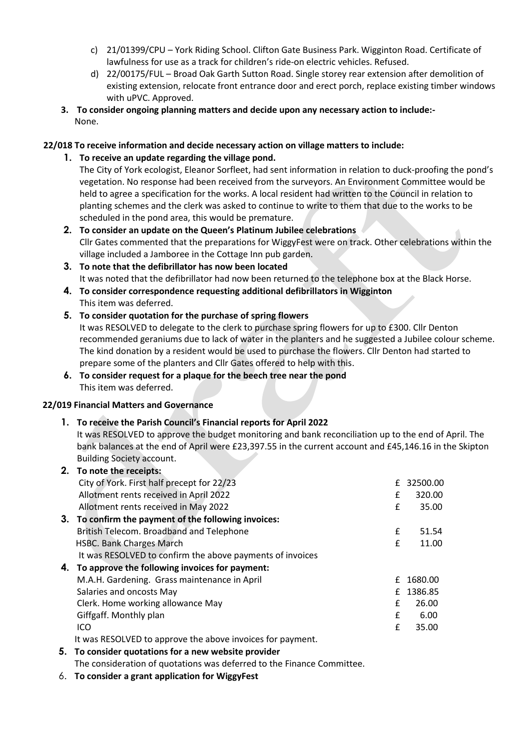c) 21/01399/CPU – York Riding School. Clifton Gate Business Park. Wigginton Road. Certificate of lawfulness for use as a track for children's ride-on electric vehicles. Refused.

d) 22/00175/FUL – Broad Oak Garth Sutton Road. Single storey rear extension after demolition of existing extension, relocate front entrance door and erect porch, replace existing timber windows with uPVC. Approved.

**3. To consider ongoing planning matters and decide upon any necessary action to include:-**
None.

**22/018 To receive information and decide necessary action on village matters to include:**

**1. To receive an update regarding the village pond.**
The City of York ecologist, Eleanor Sorfleet, had sent information in relation to duck-proofing the pond's vegetation. No response had been received from the surveyors. An Environment Committee would be held to agree a specification for the works. A local resident had written to the Council in relation to planting schemes and the clerk was asked to continue to write to them that due to the works to be scheduled in the pond area, this would be premature.

**2. To consider an update on the Queen's Platinum Jubilee celebrations**
Cllr Gates commented that the preparations for WiggyFest were on track. Other celebrations within the village included a Jamboree in the Cottage Inn pub garden.

**3. To note that the defibrillator has now been located**
It was noted that the defibrillator had now been returned to the telephone box at the Black Horse.

**4. To consider correspondence requesting additional defibrillators in Wigginton**
This item was deferred.

**5. To consider quotation for the purchase of spring flowers**
It was RESOLVED to delegate to the clerk to purchase spring flowers for up to £300. Cllr Denton recommended geraniums due to lack of water in the planters and he suggested a Jubilee colour scheme. The kind donation by a resident would be used to purchase the flowers. Cllr Denton had started to prepare some of the planters and Cllr Gates offered to help with this.

**6. To consider request for a plaque for the beech tree near the pond**
This item was deferred.

**22/019 Financial Matters and Governance**

**1. To receive the Parish Council's Financial reports for April 2022**
It was RESOLVED to approve the budget monitoring and bank reconciliation up to the end of April. The bank balances at the end of April were £23,397.55 in the current account and £45,146.16 in the Skipton Building Society account.

**2. To note the receipts:**

| | | |
|---|---|---|
| City of York. First half precept for 22/23 | £ | 32500.00 |
| Allotment rents received in April 2022 | £ | 320.00 |
| Allotment rents received in May 2022 | £ | 35.00 |

**3. To confirm the payment of the following invoices:**

| | | |
|---|---|---|
| British Telecom. Broadband and Telephone | £ | 51.54 |
| HSBC. Bank Charges March | £ | 11.00 |

It was RESOLVED to confirm the above payments of invoices

**4. To approve the following invoices for payment:**

| | | |
|---|---|---|
| M.A.H. Gardening. Grass maintenance in April | £ | 1680.00 |
| Salaries and oncosts May | £ | 1386.85 |
| Clerk. Home working allowance May | £ | 26.00 |
| Giffgaff. Monthly plan | £ | 6.00 |
| ICO | £ | 35.00 |

It was RESOLVED to approve the above invoices for payment.

**5. To consider quotations for a new website provider**
The consideration of quotations was deferred to the Finance Committee.

6. **To consider a grant application for WiggyFest**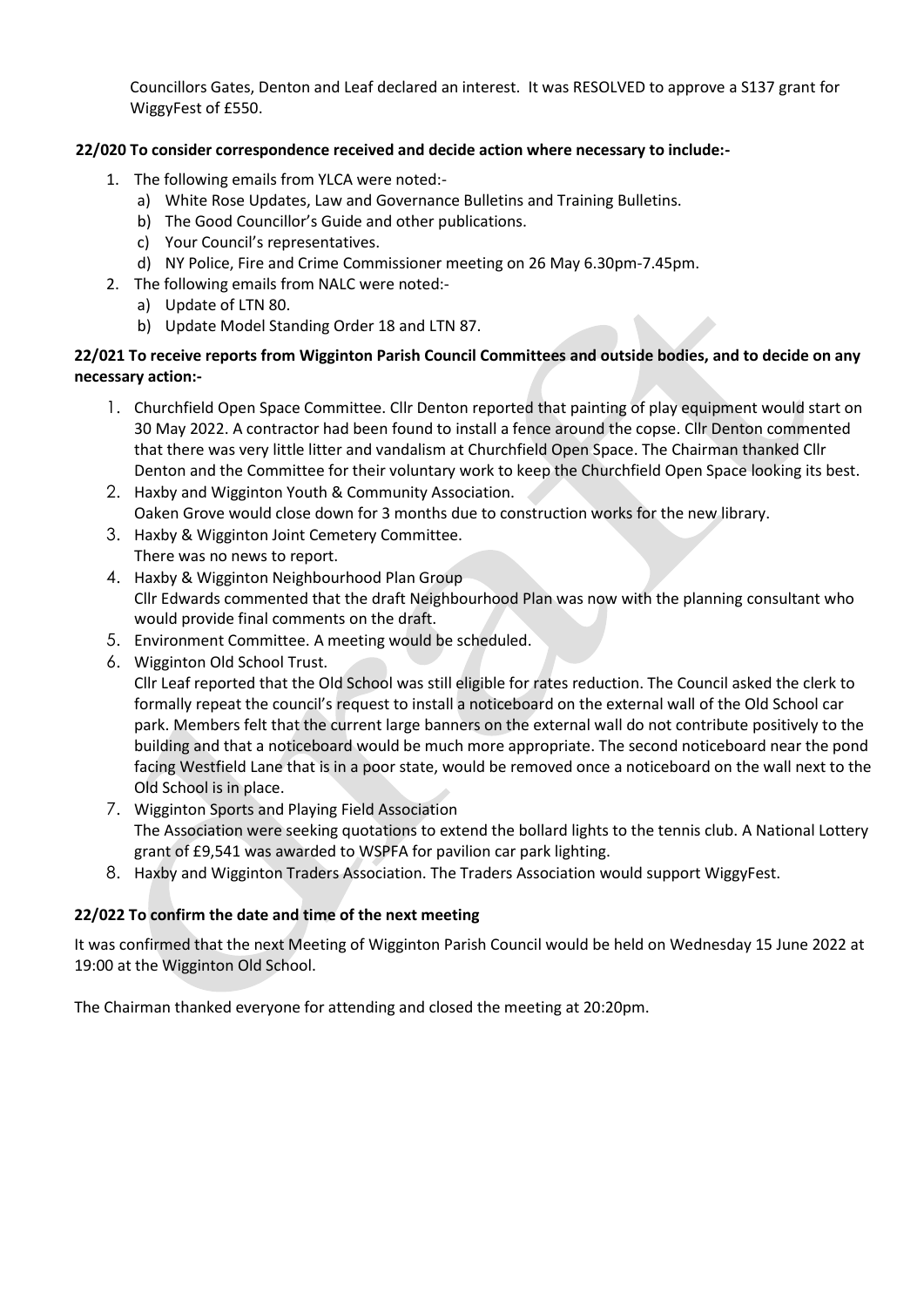Councillors Gates, Denton and Leaf declared an interest. It was RESOLVED to approve a S137 grant for WiggyFest of £550.

**22/020 To consider correspondence received and decide action where necessary to include:-**

1. The following emails from YLCA were noted:-
   a) White Rose Updates, Law and Governance Bulletins and Training Bulletins.
   b) The Good Councillor's Guide and other publications.
   c) Your Council's representatives.
   d) NY Police, Fire and Crime Commissioner meeting on 26 May 6.30pm-7.45pm.
2. The following emails from NALC were noted:-
   a) Update of LTN 80.
   b) Update Model Standing Order 18 and LTN 87.

**22/021 To receive reports from Wigginton Parish Council Committees and outside bodies, and to decide on any necessary action:-**

1. Churchfield Open Space Committee. Cllr Denton reported that painting of play equipment would start on 30 May 2022. A contractor had been found to install a fence around the copse. Cllr Denton commented that there was very little litter and vandalism at Churchfield Open Space. The Chairman thanked Cllr Denton and the Committee for their voluntary work to keep the Churchfield Open Space looking its best.
2. Haxby and Wigginton Youth & Community Association.
   Oaken Grove would close down for 3 months due to construction works for the new library.
3. Haxby & Wigginton Joint Cemetery Committee.
   There was no news to report.
4. Haxby & Wigginton Neighbourhood Plan Group
   Cllr Edwards commented that the draft Neighbourhood Plan was now with the planning consultant who would provide final comments on the draft.
5. Environment Committee. A meeting would be scheduled.
6. Wigginton Old School Trust.
   Cllr Leaf reported that the Old School was still eligible for rates reduction. The Council asked the clerk to formally repeat the council's request to install a noticeboard on the external wall of the Old School car park. Members felt that the current large banners on the external wall do not contribute positively to the building and that a noticeboard would be much more appropriate. The second noticeboard near the pond facing Westfield Lane that is in a poor state, would be removed once a noticeboard on the wall next to the Old School is in place.
7. Wigginton Sports and Playing Field Association
   The Association were seeking quotations to extend the bollard lights to the tennis club. A National Lottery grant of £9,541 was awarded to WSPFA for pavilion car park lighting.
8. Haxby and Wigginton Traders Association. The Traders Association would support WiggyFest.

**22/022 To confirm the date and time of the next meeting**

It was confirmed that the next Meeting of Wigginton Parish Council would be held on Wednesday 15 June 2022 at 19:00 at the Wigginton Old School.

The Chairman thanked everyone for attending and closed the meeting at 20:20pm.